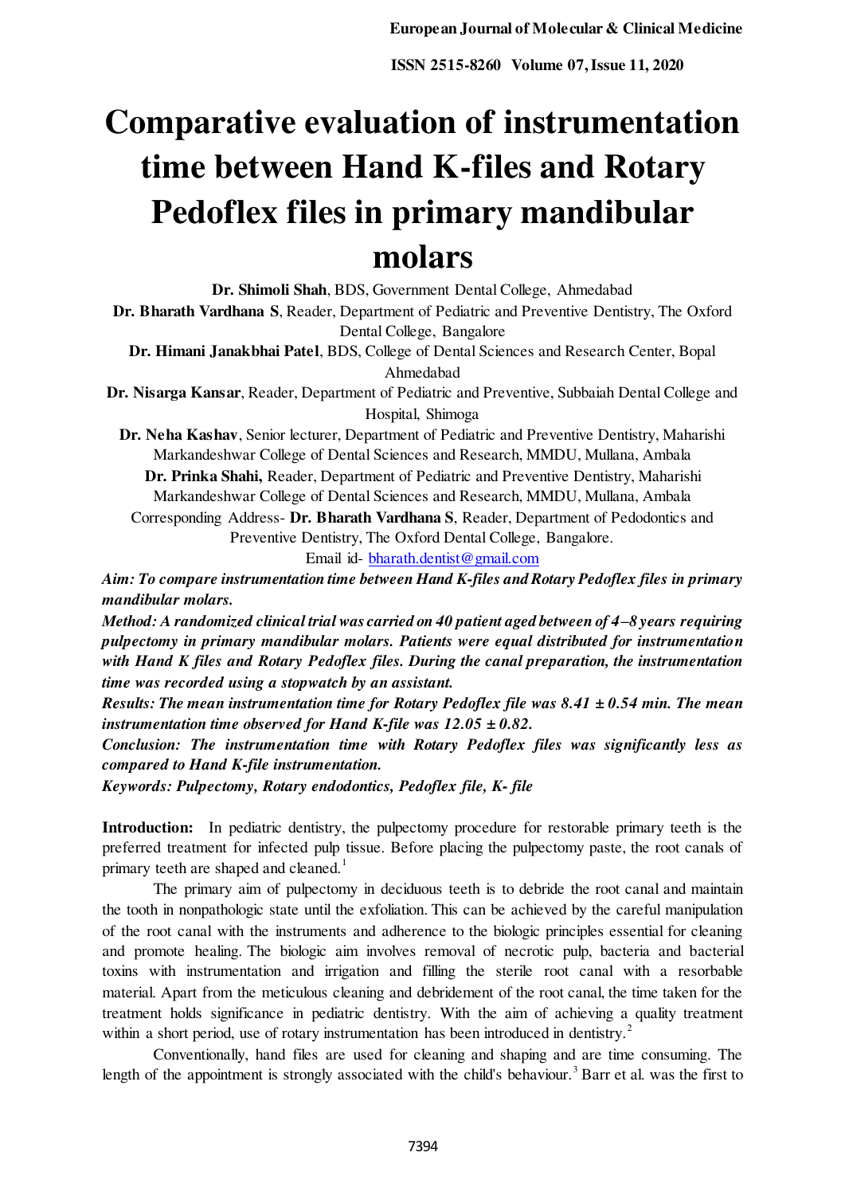# Comparative evaluation of instrumentation time between Hand K-files and Rotary Pedoflex files in primary mandibular molars

**Dr. Shimoli Shah**, BDS, Government Dental College, Ahmedabad

**Dr. Bharath Vardhana S**, Reader, Department of Pediatric and Preventive Dentistry, The Oxford Dental College, Bangalore

**Dr. Himani Janakbhai Patel**, BDS, College of Dental Sciences and Research Center, Bopal Ahmedabad

**Dr. Nisarga Kansar**, Reader, Department of Pediatric and Preventive, Subbaiah Dental College and Hospital, Shimoga

**Dr. Neha Kashav**, Senior lecturer, Department of Pediatric and Preventive Dentistry, Maharishi Markandeshwar College of Dental Sciences and Research, MMDU, Mullana, Ambala

**Dr. Prinka Shahi,** Reader, Department of Pediatric and Preventive Dentistry, Maharishi Markandeshwar College of Dental Sciences and Research, MMDU, Mullana, Ambala

Corresponding Address- **Dr. Bharath Vardhana S**, Reader, Department of Pedodontics and Preventive Dentistry, The Oxford Dental College, Bangalore.

Email id- bharath.dentist@gmail.com

***Aim: To compare instrumentation time between Hand K-files and Rotary Pedoflex files in primary mandibular molars.***

***Method: A randomized clinical trial was carried on 40 patient aged between of 4–8 years requiring pulpectomy in primary mandibular molars. Patients were equal distributed for instrumentation with Hand K files and Rotary Pedoflex files. During the canal preparation, the instrumentation time was recorded using a stopwatch by an assistant.***

***Results: The mean instrumentation time for Rotary Pedoflex file was 8.41 ± 0.54 min. The mean instrumentation time observed for Hand K-file was 12.05 ± 0.82.***

***Conclusion: The instrumentation time with Rotary Pedoflex files was significantly less as compared to Hand K-file instrumentation.***

***Keywords: Pulpectomy, Rotary endodontics, Pedoflex file, K- file***

**Introduction:** In pediatric dentistry, the pulpectomy procedure for restorable primary teeth is the preferred treatment for infected pulp tissue. Before placing the pulpectomy paste, the root canals of primary teeth are shaped and cleaned.[1]

The primary aim of pulpectomy in deciduous teeth is to debride the root canal and maintain the tooth in nonpathologic state until the exfoliation. This can be achieved by the careful manipulation of the root canal with the instruments and adherence to the biologic principles essential for cleaning and promote healing. The biologic aim involves removal of necrotic pulp, bacteria and bacterial toxins with instrumentation and irrigation and filling the sterile root canal with a resorbable material. Apart from the meticulous cleaning and debridement of the root canal, the time taken for the treatment holds significance in pediatric dentistry. With the aim of achieving a quality treatment within a short period, use of rotary instrumentation has been introduced in dentistry.[2]

Conventionally, hand files are used for cleaning and shaping and are time consuming. The length of the appointment is strongly associated with the child's behaviour.[3] Barr et al. was the first to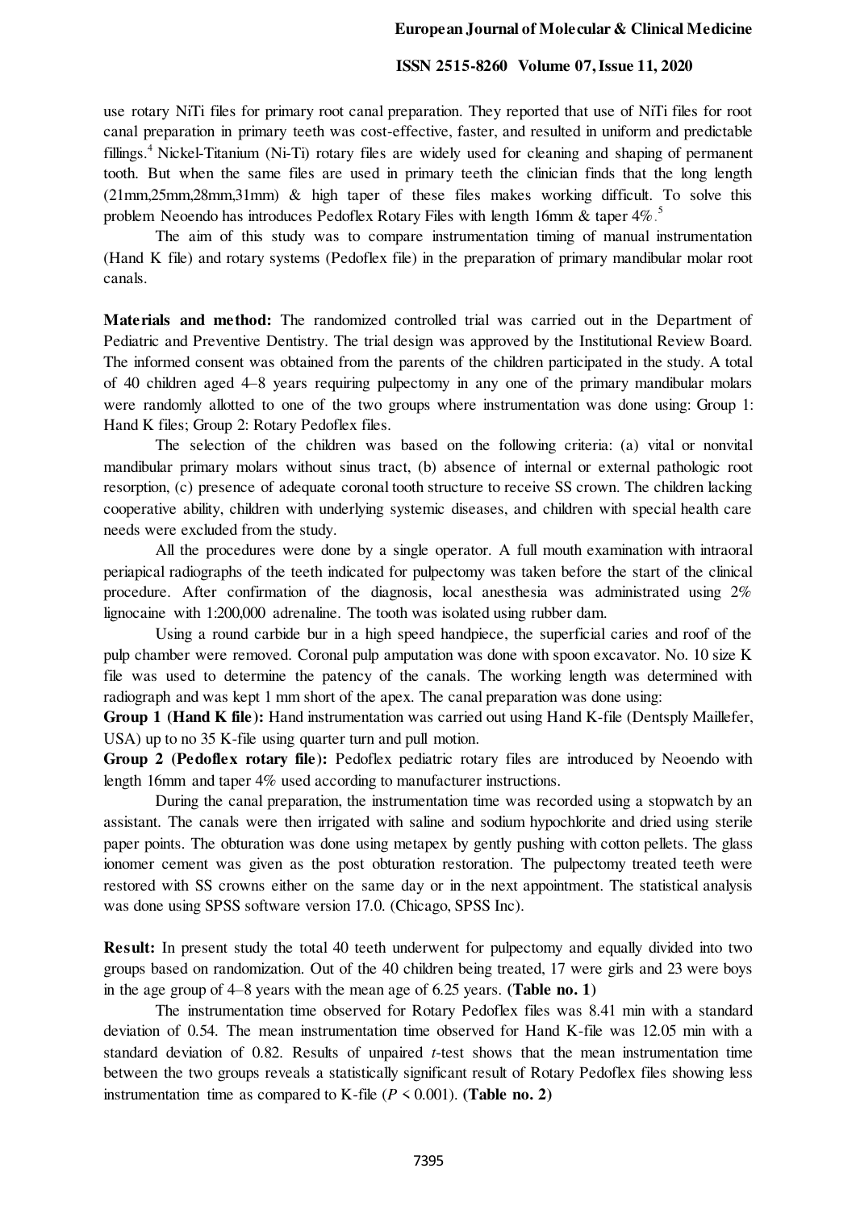use rotary NiTi files for primary root canal preparation. They reported that use of NiTi files for root canal preparation in primary teeth was cost-effective, faster, and resulted in uniform and predictable fillings.[4] Nickel-Titanium (Ni-Ti) rotary files are widely used for cleaning and shaping of permanent tooth. But when the same files are used in primary teeth the clinician finds that the long length (21mm,25mm,28mm,31mm) & high taper of these files makes working difficult. To solve this problem Neoendo has introduces Pedoflex Rotary Files with length 16mm & taper 4%.[5]

The aim of this study was to compare instrumentation timing of manual instrumentation (Hand K file) and rotary systems (Pedoflex file) in the preparation of primary mandibular molar root canals.

**Materials and method:** The randomized controlled trial was carried out in the Department of Pediatric and Preventive Dentistry. The trial design was approved by the Institutional Review Board. The informed consent was obtained from the parents of the children participated in the study. A total of 40 children aged 4–8 years requiring pulpectomy in any one of the primary mandibular molars were randomly allotted to one of the two groups where instrumentation was done using: Group 1: Hand K files; Group 2: Rotary Pedoflex files.

The selection of the children was based on the following criteria: (a) vital or nonvital mandibular primary molars without sinus tract, (b) absence of internal or external pathologic root resorption, (c) presence of adequate coronal tooth structure to receive SS crown. The children lacking cooperative ability, children with underlying systemic diseases, and children with special health care needs were excluded from the study.

All the procedures were done by a single operator. A full mouth examination with intraoral periapical radiographs of the teeth indicated for pulpectomy was taken before the start of the clinical procedure. After confirmation of the diagnosis, local anesthesia was administrated using 2% lignocaine with 1:200,000 adrenaline. The tooth was isolated using rubber dam.

Using a round carbide bur in a high speed handpiece, the superficial caries and roof of the pulp chamber were removed. Coronal pulp amputation was done with spoon excavator. No. 10 size K file was used to determine the patency of the canals. The working length was determined with radiograph and was kept 1 mm short of the apex. The canal preparation was done using:

**Group 1 (Hand K file):** Hand instrumentation was carried out using Hand K-file (Dentsply Maillefer, USA) up to no 35 K-file using quarter turn and pull motion.

**Group 2 (Pedoflex rotary file):** Pedoflex pediatric rotary files are introduced by Neoendo with length 16mm and taper 4% used according to manufacturer instructions.

During the canal preparation, the instrumentation time was recorded using a stopwatch by an assistant. The canals were then irrigated with saline and sodium hypochlorite and dried using sterile paper points. The obturation was done using metapex by gently pushing with cotton pellets. The glass ionomer cement was given as the post obturation restoration. The pulpectomy treated teeth were restored with SS crowns either on the same day or in the next appointment. The statistical analysis was done using SPSS software version 17.0. (Chicago, SPSS Inc).

**Result:** In present study the total 40 teeth underwent for pulpectomy and equally divided into two groups based on randomization. Out of the 40 children being treated, 17 were girls and 23 were boys in the age group of 4–8 years with the mean age of 6.25 years. **(Table no. 1)**

The instrumentation time observed for Rotary Pedoflex files was 8.41 min with a standard deviation of 0.54. The mean instrumentation time observed for Hand K-file was 12.05 min with a standard deviation of 0.82. Results of unpaired *t*-test shows that the mean instrumentation time between the two groups reveals a statistically significant result of Rotary Pedoflex files showing less instrumentation time as compared to K-file ($P < 0.001$). **(Table no. 2)**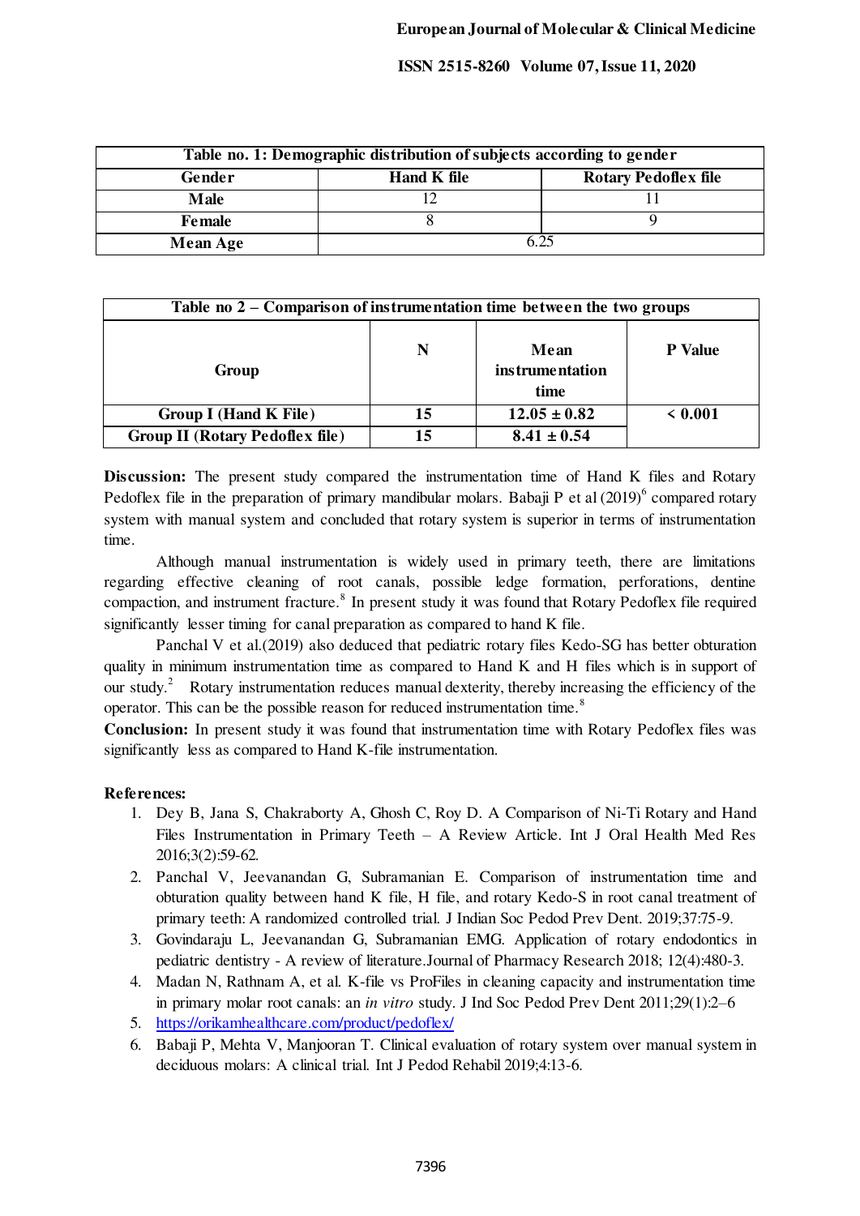| Table no. 1: Demographic distribution of subjects according to gender | | |
|---|---|---|
| **Gender** | **Hand K file** | **Rotary Pedoflex file** |
| **Male** | 12 | 11 |
| **Female** | 8 | 9 |
| **Mean Age** | 6.25 | |

| Table no 2 – Comparison of instrumentation time between the two groups | | | |
|---|---|---|---|
| **Group** | **N** | **Mean instrumentation time** | **P Value** |
| **Group I (Hand K File)** | **15** | **12.05 ± 0.82** | **< 0.001** |
| **Group II (Rotary Pedoflex file)** | **15** | **8.41 ± 0.54** | |

**Discussion:** The present study compared the instrumentation time of Hand K files and Rotary Pedoflex file in the preparation of primary mandibular molars. Babaji P et al (2019)[6] compared rotary system with manual system and concluded that rotary system is superior in terms of instrumentation time.

Although manual instrumentation is widely used in primary teeth, there are limitations regarding effective cleaning of root canals, possible ledge formation, perforations, dentine compaction, and instrument fracture.[8] In present study it was found that Rotary Pedoflex file required significantly lesser timing for canal preparation as compared to hand K file.

Panchal V et al.(2019) also deduced that pediatric rotary files Kedo-SG has better obturation quality in minimum instrumentation time as compared to Hand K and H files which is in support of our study.[2] Rotary instrumentation reduces manual dexterity, thereby increasing the efficiency of the operator. This can be the possible reason for reduced instrumentation time.[8]

**Conclusion:** In present study it was found that instrumentation time with Rotary Pedoflex files was significantly less as compared to Hand K-file instrumentation.

**References:**

1. Dey B, Jana S, Chakraborty A, Ghosh C, Roy D. A Comparison of Ni-Ti Rotary and Hand Files Instrumentation in Primary Teeth – A Review Article. Int J Oral Health Med Res 2016;3(2):59-62.
2. Panchal V, Jeevanandan G, Subramanian E. Comparison of instrumentation time and obturation quality between hand K file, H file, and rotary Kedo-S in root canal treatment of primary teeth: A randomized controlled trial. J Indian Soc Pedod Prev Dent. 2019;37:75-9.
3. Govindaraju L, Jeevanandan G, Subramanian EMG. Application of rotary endodontics in pediatric dentistry - A review of literature.Journal of Pharmacy Research 2018; 12(4):480-3.
4. Madan N, Rathnam A, et al. K-file vs ProFiles in cleaning capacity and instrumentation time in primary molar root canals: an *in vitro* study. J Ind Soc Pedod Prev Dent 2011;29(1):2–6
5. https://orikamhealthcare.com/product/pedoflex/
6. Babaji P, Mehta V, Manjooran T. Clinical evaluation of rotary system over manual system in deciduous molars: A clinical trial. Int J Pedod Rehabil 2019;4:13-6.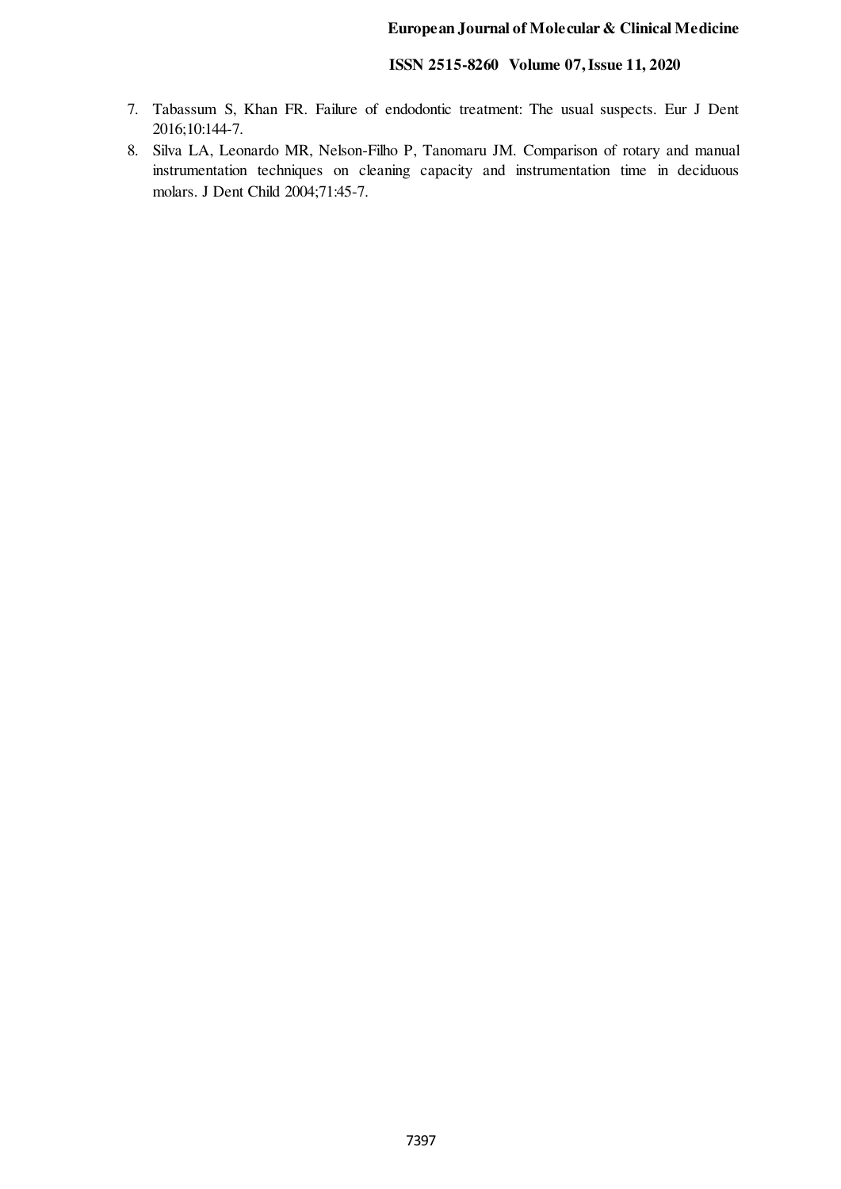7. Tabassum S, Khan FR. Failure of endodontic treatment: The usual suspects. Eur J Dent 2016;10:144-7.
8. Silva LA, Leonardo MR, Nelson-Filho P, Tanomaru JM. Comparison of rotary and manual instrumentation techniques on cleaning capacity and instrumentation time in deciduous molars. J Dent Child 2004;71:45-7.